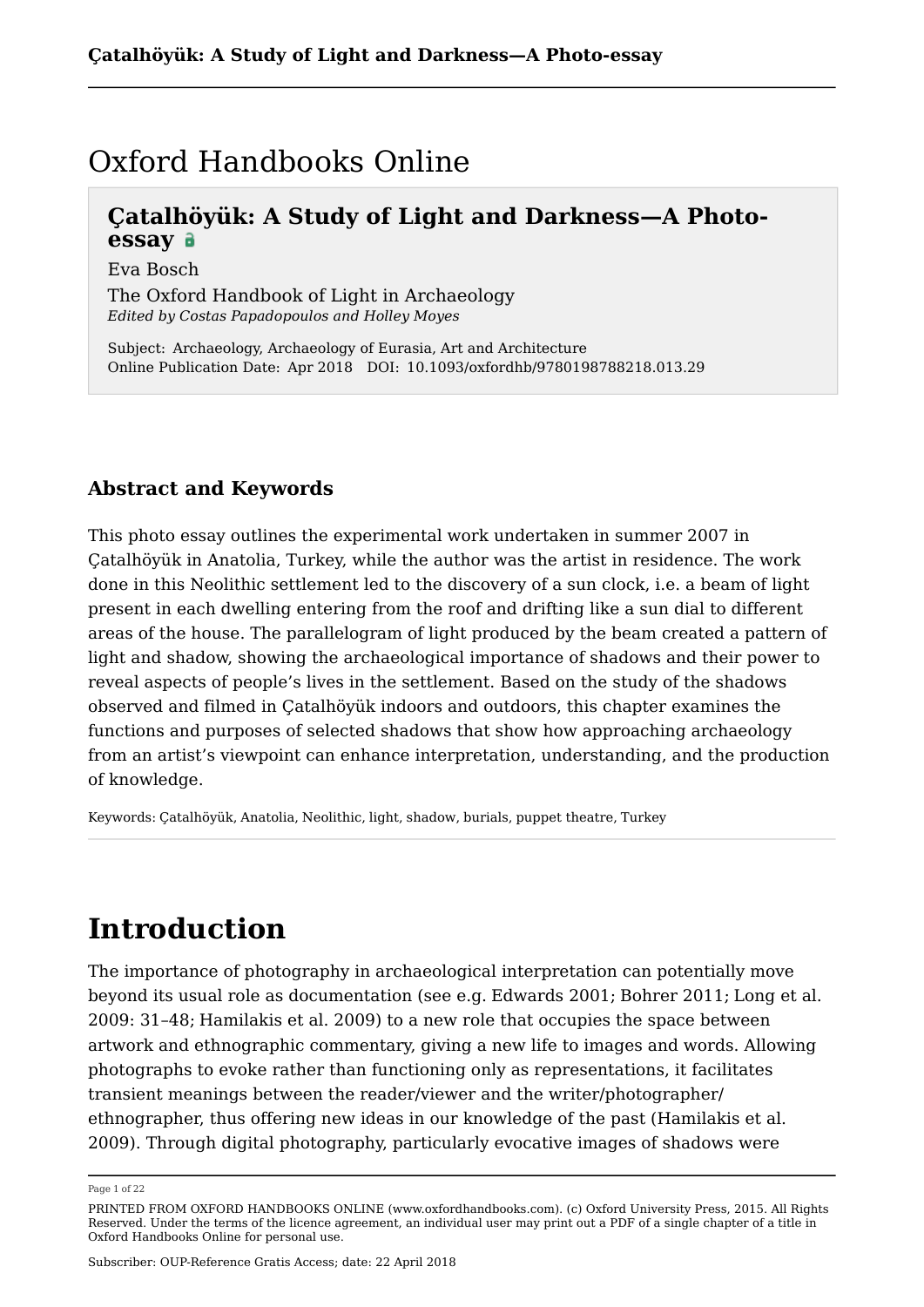# Oxford Handbooks Online

## Çatalhöyük: A Study of Light and Darkness—A Photo-essay

Eva Bosch

The Oxford Handbook of Light in Archaeology
*Edited by Costas Papadopoulos and Holley Moyes*

Subject: Archaeology, Archaeology of Eurasia, Art and Architecture
Online Publication Date: Apr 2018 DOI: 10.1093/oxfordhb/9780198788218.013.29

### Abstract and Keywords

This photo essay outlines the experimental work undertaken in summer 2007 in Çatalhöyük in Anatolia, Turkey, while the author was the artist in residence. The work done in this Neolithic settlement led to the discovery of a sun clock, i.e. a beam of light present in each dwelling entering from the roof and drifting like a sun dial to different areas of the house. The parallelogram of light produced by the beam created a pattern of light and shadow, showing the archaeological importance of shadows and their power to reveal aspects of people's lives in the settlement. Based on the study of the shadows observed and filmed in Çatalhöyük indoors and outdoors, this chapter examines the functions and purposes of selected shadows that show how approaching archaeology from an artist's viewpoint can enhance interpretation, understanding, and the production of knowledge.

Keywords: Çatalhöyük, Anatolia, Neolithic, light, shadow, burials, puppet theatre, Turkey

# Introduction

The importance of photography in archaeological interpretation can potentially move beyond its usual role as documentation (see e.g. Edwards 2001; Bohrer 2011; Long et al. 2009: 31–48; Hamilakis et al. 2009) to a new role that occupies the space between artwork and ethnographic commentary, giving a new life to images and words. Allowing photographs to evoke rather than functioning only as representations, it facilitates transient meanings between the reader/viewer and the writer/photographer/ethnographer, thus offering new ideas in our knowledge of the past (Hamilakis et al. 2009). Through digital photography, particularly evocative images of shadows were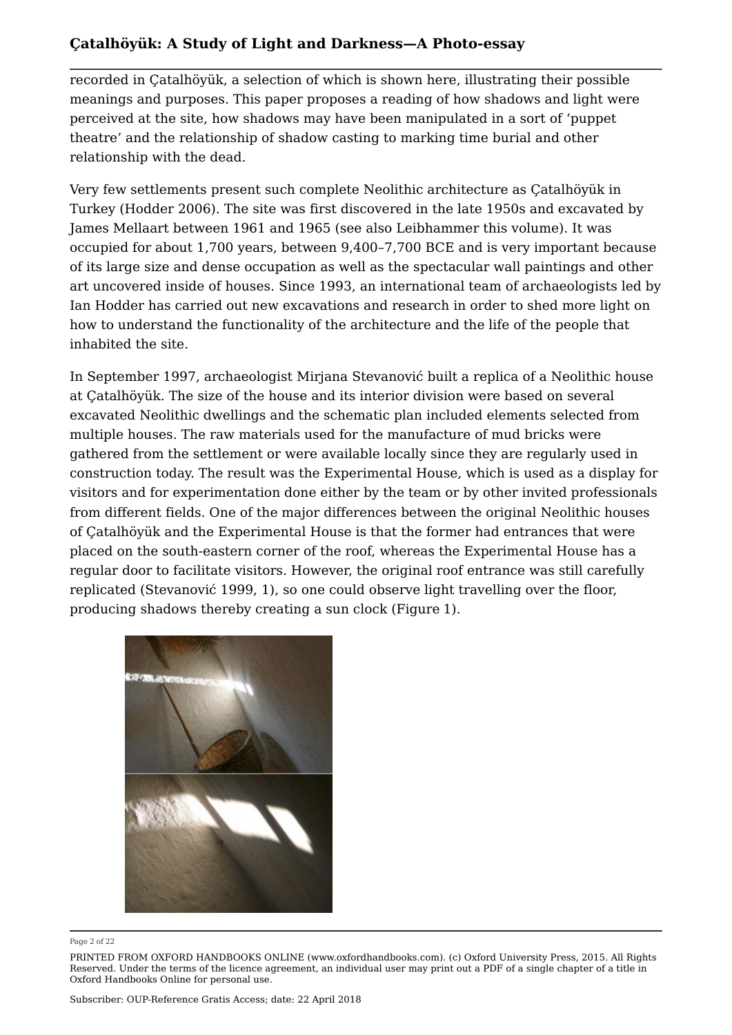recorded in Çatalhöyük, a selection of which is shown here, illustrating their possible meanings and purposes. This paper proposes a reading of how shadows and light were perceived at the site, how shadows may have been manipulated in a sort of 'puppet theatre' and the relationship of shadow casting to marking time burial and other relationship with the dead.

Very few settlements present such complete Neolithic architecture as Çatalhöyük in Turkey (Hodder 2006). The site was first discovered in the late 1950s and excavated by James Mellaart between 1961 and 1965 (see also Leibhammer this volume). It was occupied for about 1,700 years, between 9,400–7,700 BCE and is very important because of its large size and dense occupation as well as the spectacular wall paintings and other art uncovered inside of houses. Since 1993, an international team of archaeologists led by Ian Hodder has carried out new excavations and research in order to shed more light on how to understand the functionality of the architecture and the life of the people that inhabited the site.

In September 1997, archaeologist Mirjana Stevanović built a replica of a Neolithic house at Çatalhöyük. The size of the house and its interior division were based on several excavated Neolithic dwellings and the schematic plan included elements selected from multiple houses. The raw materials used for the manufacture of mud bricks were gathered from the settlement or were available locally since they are regularly used in construction today. The result was the Experimental House, which is used as a display for visitors and for experimentation done either by the team or by other invited professionals from different fields. One of the major differences between the original Neolithic houses of Çatalhöyük and the Experimental House is that the former had entrances that were placed on the south-eastern corner of the roof, whereas the Experimental House has a regular door to facilitate visitors. However, the original roof entrance was still carefully replicated (Stevanović 1999, 1), so one could observe light travelling over the floor, producing shadows thereby creating a sun clock (Figure 1).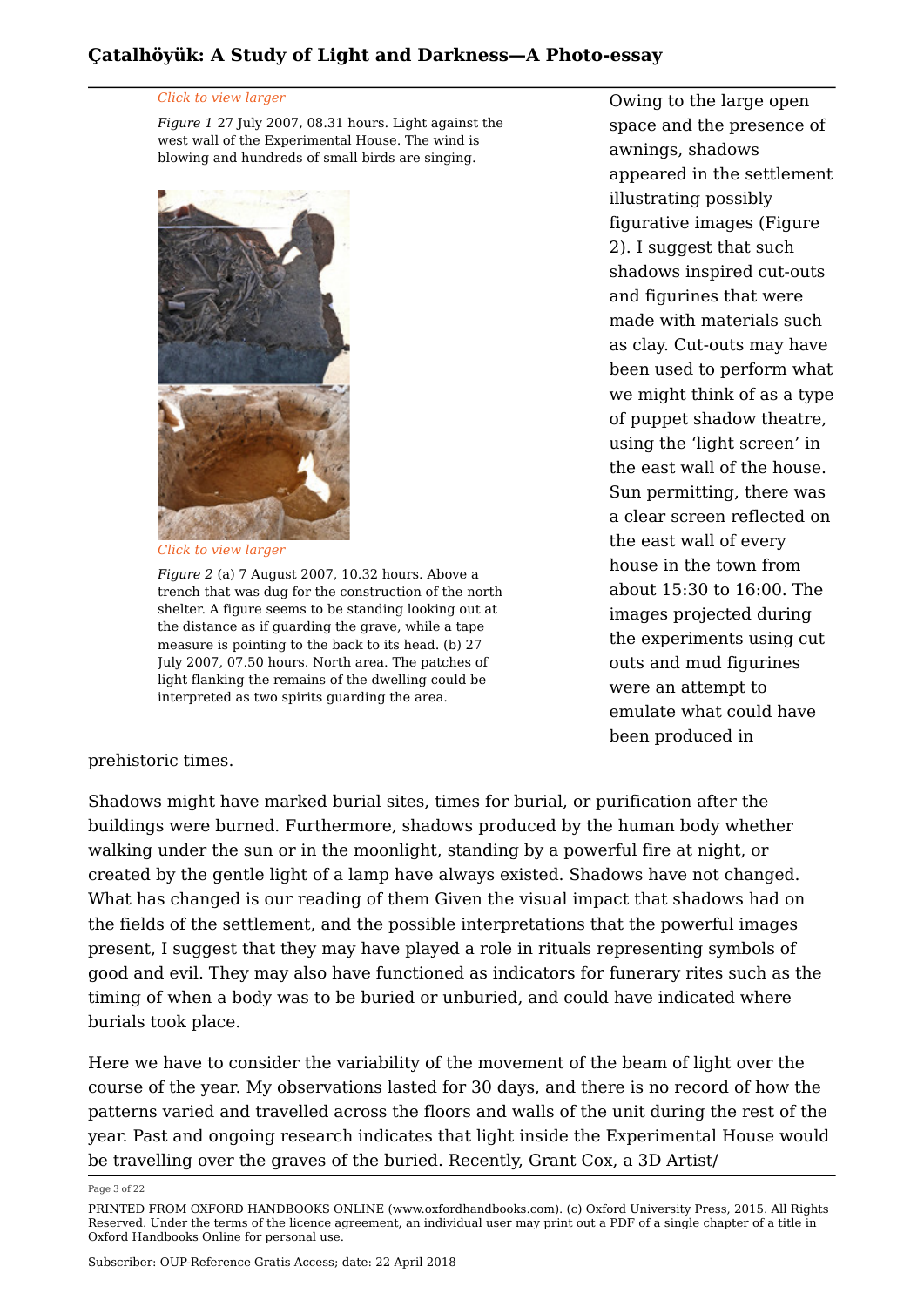*Click to view larger*

*Figure 1* 27 July 2007, 08.31 hours. Light against the west wall of the Experimental House. The wind is blowing and hundreds of small birds are singing.

*Click to view larger*

*Figure 2* (a) 7 August 2007, 10.32 hours. Above a trench that was dug for the construction of the north shelter. A figure seems to be standing looking out at the distance as if guarding the grave, while a tape measure is pointing to the back to its head. (b) 27 July 2007, 07.50 hours. North area. The patches of light flanking the remains of the dwelling could be interpreted as two spirits guarding the area.

Owing to the large open space and the presence of awnings, shadows appeared in the settlement illustrating possibly figurative images (Figure 2). I suggest that such shadows inspired cut-outs and figurines that were made with materials such as clay. Cut-outs may have been used to perform what we might think of as a type of puppet shadow theatre, using the 'light screen' in the east wall of the house. Sun permitting, there was a clear screen reflected on the east wall of every house in the town from about 15:30 to 16:00. The images projected during the experiments using cut outs and mud figurines were an attempt to emulate what could have been produced in prehistoric times.

Shadows might have marked burial sites, times for burial, or purification after the buildings were burned. Furthermore, shadows produced by the human body whether walking under the sun or in the moonlight, standing by a powerful fire at night, or created by the gentle light of a lamp have always existed. Shadows have not changed. What has changed is our reading of them Given the visual impact that shadows had on the fields of the settlement, and the possible interpretations that the powerful images present, I suggest that they may have played a role in rituals representing symbols of good and evil. They may also have functioned as indicators for funerary rites such as the timing of when a body was to be buried or unburied, and could have indicated where burials took place.

Here we have to consider the variability of the movement of the beam of light over the course of the year. My observations lasted for 30 days, and there is no record of how the patterns varied and travelled across the floors and walls of the unit during the rest of the year. Past and ongoing research indicates that light inside the Experimental House would be travelling over the graves of the buried. Recently, Grant Cox, a 3D Artist/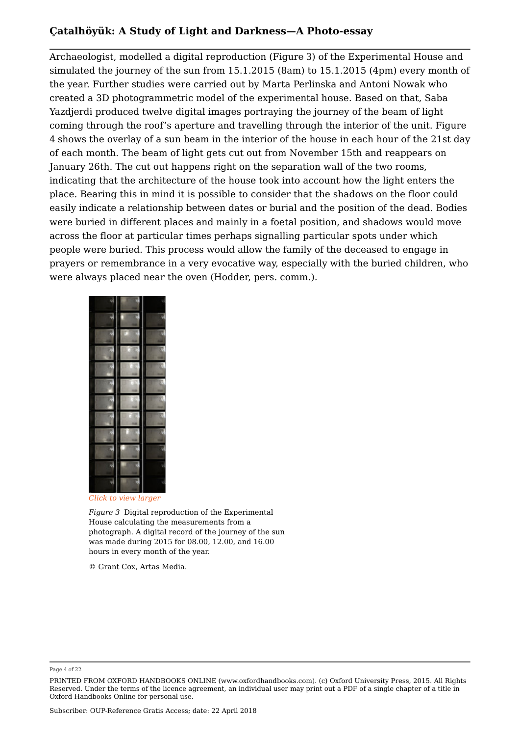Archaeologist, modelled a digital reproduction (Figure 3) of the Experimental House and simulated the journey of the sun from 15.1.2015 (8am) to 15.1.2015 (4pm) every month of the year. Further studies were carried out by Marta Perlinska and Antoni Nowak who created a 3D photogrammetric model of the experimental house. Based on that, Saba Yazdjerdi produced twelve digital images portraying the journey of the beam of light coming through the roof's aperture and travelling through the interior of the unit. Figure 4 shows the overlay of a sun beam in the interior of the house in each hour of the 21st day of each month. The beam of light gets cut out from November 15th and reappears on January 26th. The cut out happens right on the separation wall of the two rooms, indicating that the architecture of the house took into account how the light enters the place. Bearing this in mind it is possible to consider that the shadows on the floor could easily indicate a relationship between dates or burial and the position of the dead. Bodies were buried in different places and mainly in a foetal position, and shadows would move across the floor at particular times perhaps signalling particular spots under which people were buried. This process would allow the family of the deceased to engage in prayers or remembrance in a very evocative way, especially with the buried children, who were always placed near the oven (Hodder, pers. comm.).

*Click to view larger*

*Figure 3* Digital reproduction of the Experimental House calculating the measurements from a photograph. A digital record of the journey of the sun was made during 2015 for 08.00, 12.00, and 16.00 hours in every month of the year.

© Grant Cox, Artas Media.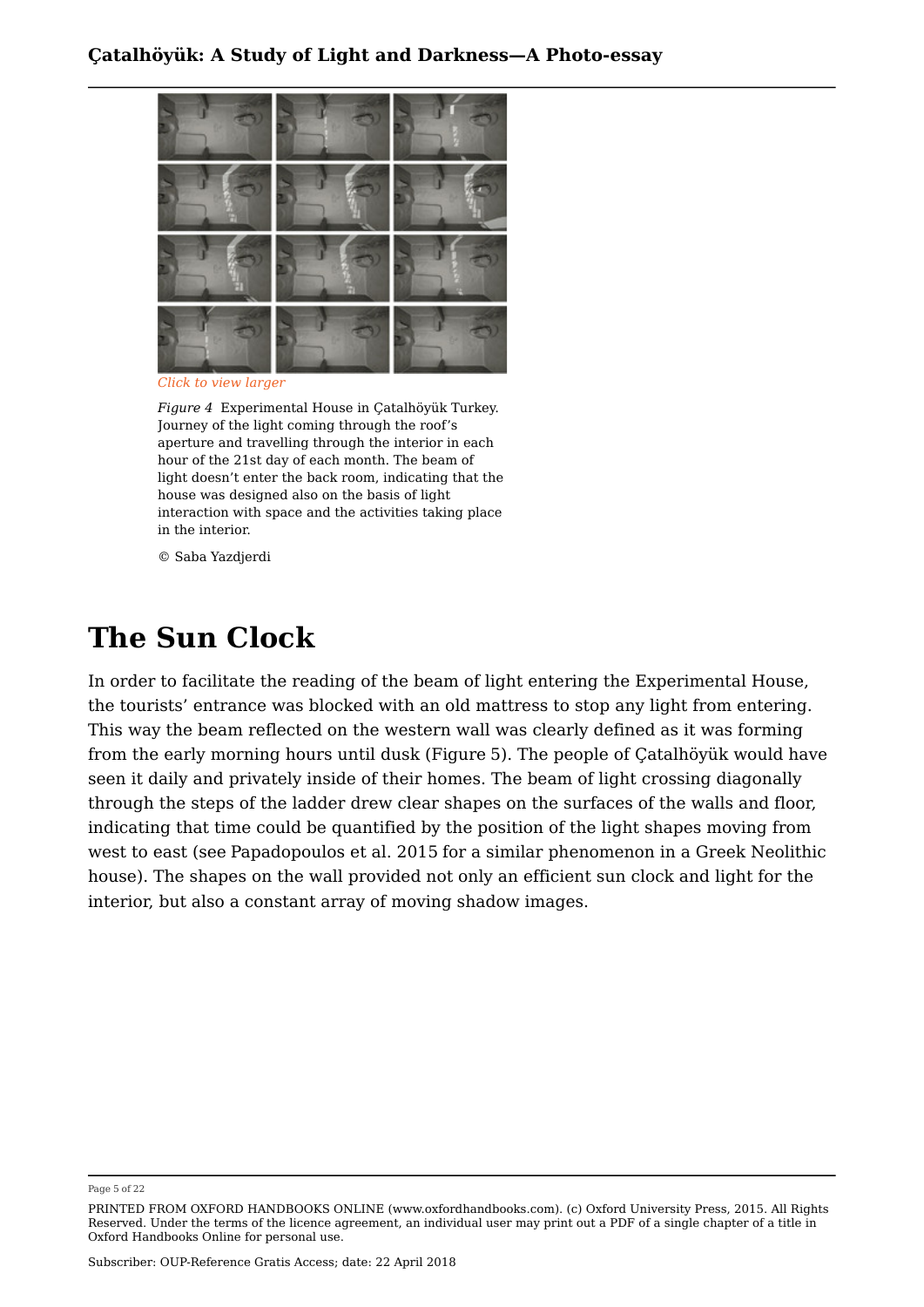Click to view larger

*Figure 4* Experimental House in Çatalhöyük Turkey. Journey of the light coming through the roof's aperture and travelling through the interior in each hour of the 21st day of each month. The beam of light doesn't enter the back room, indicating that the house was designed also on the basis of light interaction with space and the activities taking place in the interior.

© Saba Yazdjerdi

# The Sun Clock

In order to facilitate the reading of the beam of light entering the Experimental House, the tourists' entrance was blocked with an old mattress to stop any light from entering. This way the beam reflected on the western wall was clearly defined as it was forming from the early morning hours until dusk (Figure 5). The people of Çatalhöyük would have seen it daily and privately inside of their homes. The beam of light crossing diagonally through the steps of the ladder drew clear shapes on the surfaces of the walls and floor, indicating that time could be quantified by the position of the light shapes moving from west to east (see Papadopoulos et al. 2015 for a similar phenomenon in a Greek Neolithic house). The shapes on the wall provided not only an efficient sun clock and light for the interior, but also a constant array of moving shadow images.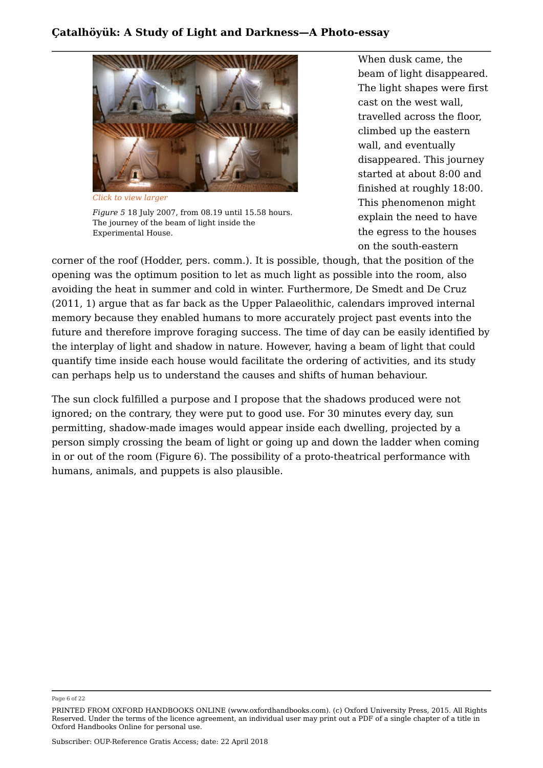*Click to view larger*

*Figure 5* 18 July 2007, from 08.19 until 15.58 hours. The journey of the beam of light inside the Experimental House.

When dusk came, the beam of light disappeared. The light shapes were first cast on the west wall, travelled across the floor, climbed up the eastern wall, and eventually disappeared. This journey started at about 8:00 and finished at roughly 18:00. This phenomenon might explain the need to have the egress to the houses on the south-eastern corner of the roof (Hodder, pers. comm.). It is possible, though, that the position of the opening was the optimum position to let as much light as possible into the room, also avoiding the heat in summer and cold in winter. Furthermore, De Smedt and De Cruz (2011, 1) argue that as far back as the Upper Palaeolithic, calendars improved internal memory because they enabled humans to more accurately project past events into the future and therefore improve foraging success. The time of day can be easily identified by the interplay of light and shadow in nature. However, having a beam of light that could quantify time inside each house would facilitate the ordering of activities, and its study can perhaps help us to understand the causes and shifts of human behaviour.

The sun clock fulfilled a purpose and I propose that the shadows produced were not ignored; on the contrary, they were put to good use. For 30 minutes every day, sun permitting, shadow-made images would appear inside each dwelling, projected by a person simply crossing the beam of light or going up and down the ladder when coming in or out of the room (Figure 6). The possibility of a proto-theatrical performance with humans, animals, and puppets is also plausible.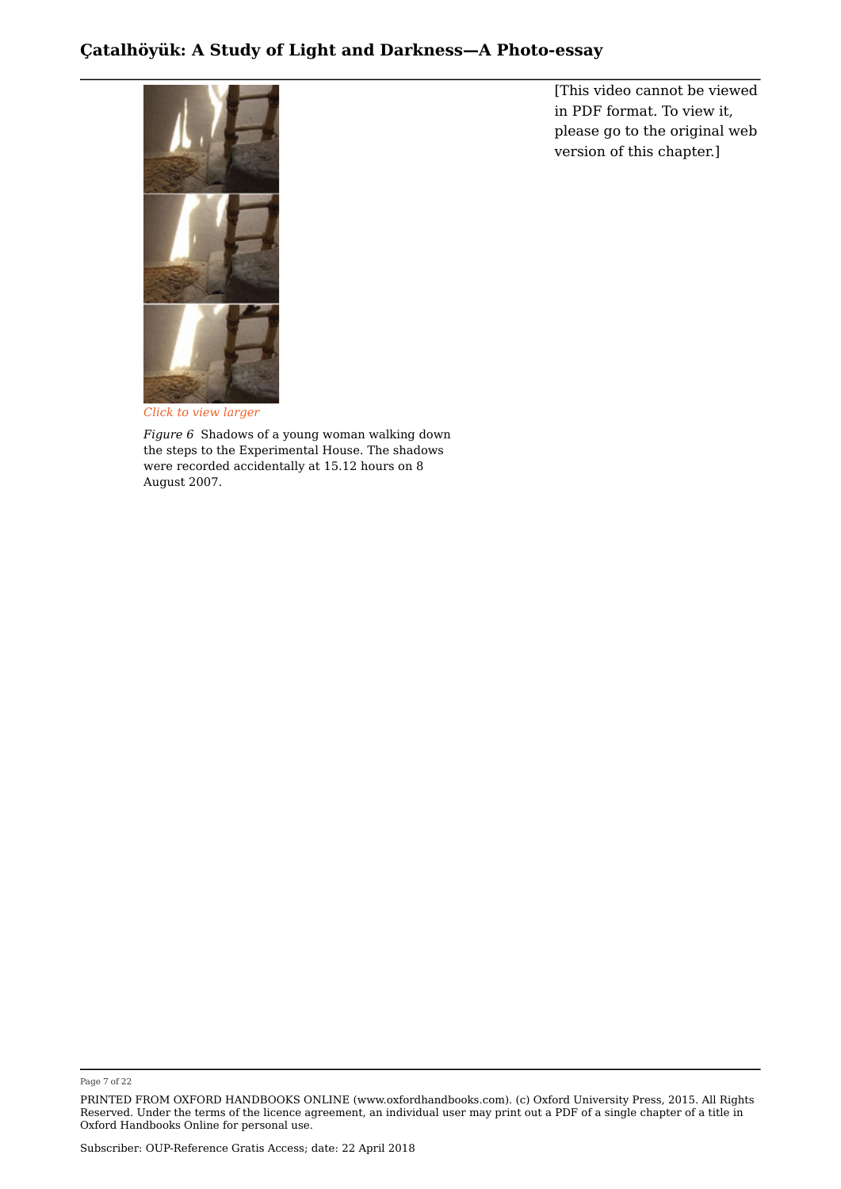Click to view larger

*Figure 6* Shadows of a young woman walking down the steps to the Experimental House. The shadows were recorded accidentally at 15.12 hours on 8 August 2007.

[This video cannot be viewed in PDF format. To view it, please go to the original web version of this chapter.]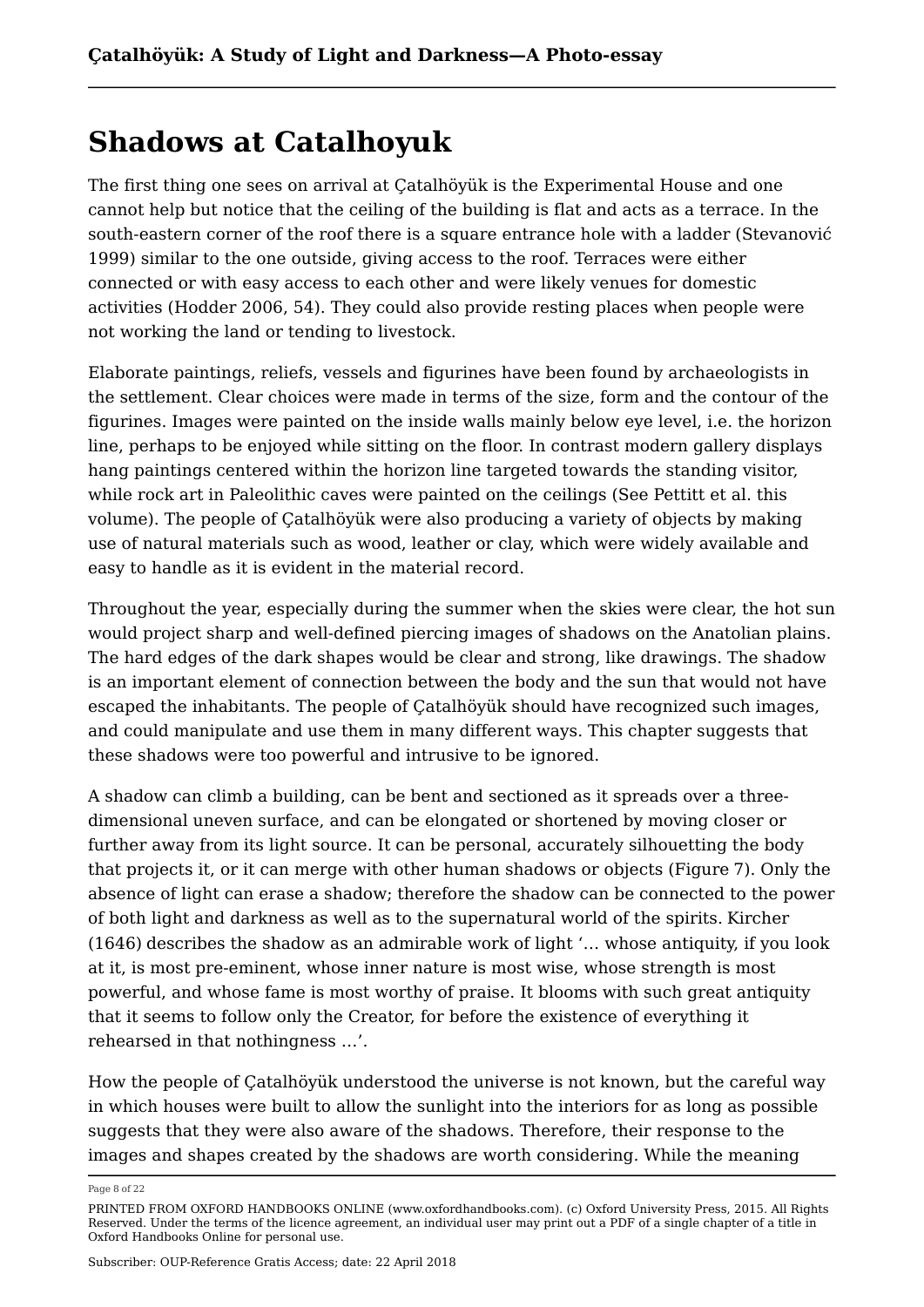# Shadows at Catalhoyuk

The first thing one sees on arrival at Çatalhöyük is the Experimental House and one cannot help but notice that the ceiling of the building is flat and acts as a terrace. In the south-eastern corner of the roof there is a square entrance hole with a ladder (Stevanović 1999) similar to the one outside, giving access to the roof. Terraces were either connected or with easy access to each other and were likely venues for domestic activities (Hodder 2006, 54). They could also provide resting places when people were not working the land or tending to livestock.

Elaborate paintings, reliefs, vessels and figurines have been found by archaeologists in the settlement. Clear choices were made in terms of the size, form and the contour of the figurines. Images were painted on the inside walls mainly below eye level, i.e. the horizon line, perhaps to be enjoyed while sitting on the floor. In contrast modern gallery displays hang paintings centered within the horizon line targeted towards the standing visitor, while rock art in Paleolithic caves were painted on the ceilings (See Pettitt et al. this volume). The people of Çatalhöyük were also producing a variety of objects by making use of natural materials such as wood, leather or clay, which were widely available and easy to handle as it is evident in the material record.

Throughout the year, especially during the summer when the skies were clear, the hot sun would project sharp and well-defined piercing images of shadows on the Anatolian plains. The hard edges of the dark shapes would be clear and strong, like drawings. The shadow is an important element of connection between the body and the sun that would not have escaped the inhabitants. The people of Çatalhöyük should have recognized such images, and could manipulate and use them in many different ways. This chapter suggests that these shadows were too powerful and intrusive to be ignored.

A shadow can climb a building, can be bent and sectioned as it spreads over a three-dimensional uneven surface, and can be elongated or shortened by moving closer or further away from its light source. It can be personal, accurately silhouetting the body that projects it, or it can merge with other human shadows or objects (Figure 7). Only the absence of light can erase a shadow; therefore the shadow can be connected to the power of both light and darkness as well as to the supernatural world of the spirits. Kircher (1646) describes the shadow as an admirable work of light '… whose antiquity, if you look at it, is most pre-eminent, whose inner nature is most wise, whose strength is most powerful, and whose fame is most worthy of praise. It blooms with such great antiquity that it seems to follow only the Creator, for before the existence of everything it rehearsed in that nothingness …'.

How the people of Çatalhöyük understood the universe is not known, but the careful way in which houses were built to allow the sunlight into the interiors for as long as possible suggests that they were also aware of the shadows. Therefore, their response to the images and shapes created by the shadows are worth considering. While the meaning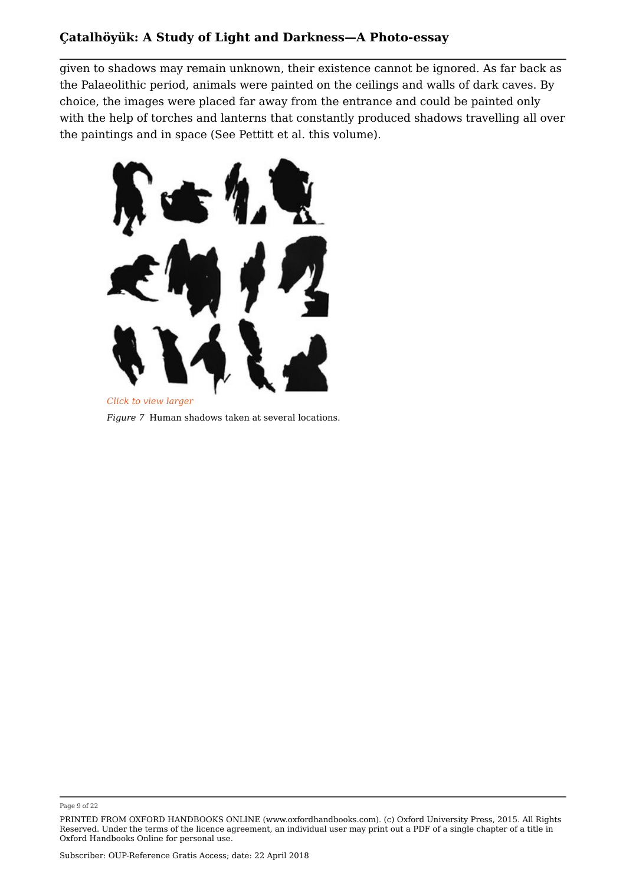given to shadows may remain unknown, their existence cannot be ignored. As far back as the Palaeolithic period, animals were painted on the ceilings and walls of dark caves. By choice, the images were placed far away from the entrance and could be painted only with the help of torches and lanterns that constantly produced shadows travelling all over the paintings and in space (See Pettitt et al. this volume).

Click to view larger

*Figure 7* Human shadows taken at several locations.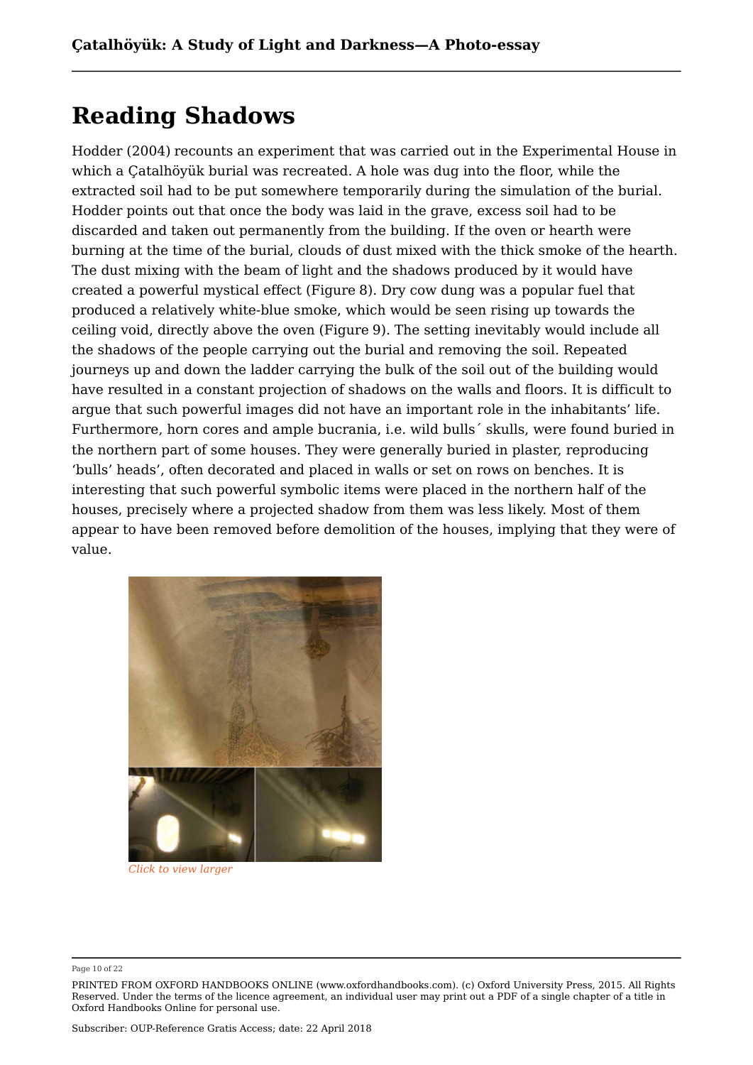# Reading Shadows

Hodder (2004) recounts an experiment that was carried out in the Experimental House in which a Çatalhöyük burial was recreated. A hole was dug into the floor, while the extracted soil had to be put somewhere temporarily during the simulation of the burial. Hodder points out that once the body was laid in the grave, excess soil had to be discarded and taken out permanently from the building. If the oven or hearth were burning at the time of the burial, clouds of dust mixed with the thick smoke of the hearth. The dust mixing with the beam of light and the shadows produced by it would have created a powerful mystical effect (Figure 8). Dry cow dung was a popular fuel that produced a relatively white-blue smoke, which would be seen rising up towards the ceiling void, directly above the oven (Figure 9). The setting inevitably would include all the shadows of the people carrying out the burial and removing the soil. Repeated journeys up and down the ladder carrying the bulk of the soil out of the building would have resulted in a constant projection of shadows on the walls and floors. It is difficult to argue that such powerful images did not have an important role in the inhabitants' life. Furthermore, horn cores and ample bucrania, i.e. wild bulls´ skulls, were found buried in the northern part of some houses. They were generally buried in plaster, reproducing 'bulls' heads', often decorated and placed in walls or set on rows on benches. It is interesting that such powerful symbolic items were placed in the northern half of the houses, precisely where a projected shadow from them was less likely. Most of them appear to have been removed before demolition of the houses, implying that they were of value.

*Click to view larger*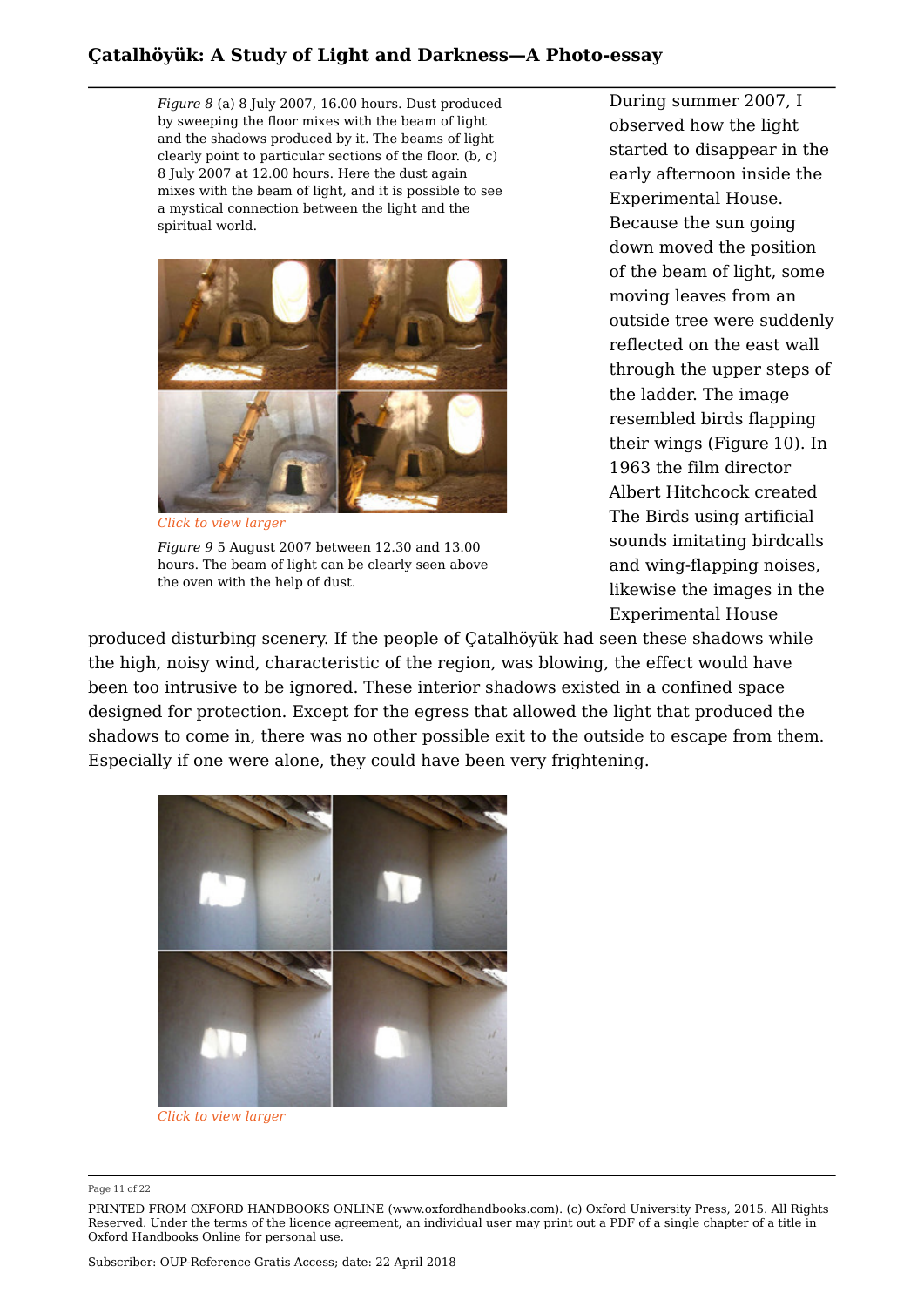*Figure 8* (a) 8 July 2007, 16.00 hours. Dust produced by sweeping the floor mixes with the beam of light and the shadows produced by it. The beams of light clearly point to particular sections of the floor. (b, c) 8 July 2007 at 12.00 hours. Here the dust again mixes with the beam of light, and it is possible to see a mystical connection between the light and the spiritual world.

Click to view larger

*Figure 9* 5 August 2007 between 12.30 and 13.00 hours. The beam of light can be clearly seen above the oven with the help of dust.

During summer 2007, I observed how the light started to disappear in the early afternoon inside the Experimental House. Because the sun going down moved the position of the beam of light, some moving leaves from an outside tree were suddenly reflected on the east wall through the upper steps of the ladder. The image resembled birds flapping their wings (Figure 10). In 1963 the film director Albert Hitchcock created The Birds using artificial sounds imitating birdcalls and wing-flapping noises, likewise the images in the Experimental House produced disturbing scenery. If the people of Çatalhöyük had seen these shadows while the high, noisy wind, characteristic of the region, was blowing, the effect would have been too intrusive to be ignored. These interior shadows existed in a confined space designed for protection. Except for the egress that allowed the light that produced the shadows to come in, there was no other possible exit to the outside to escape from them. Especially if one were alone, they could have been very frightening.

Click to view larger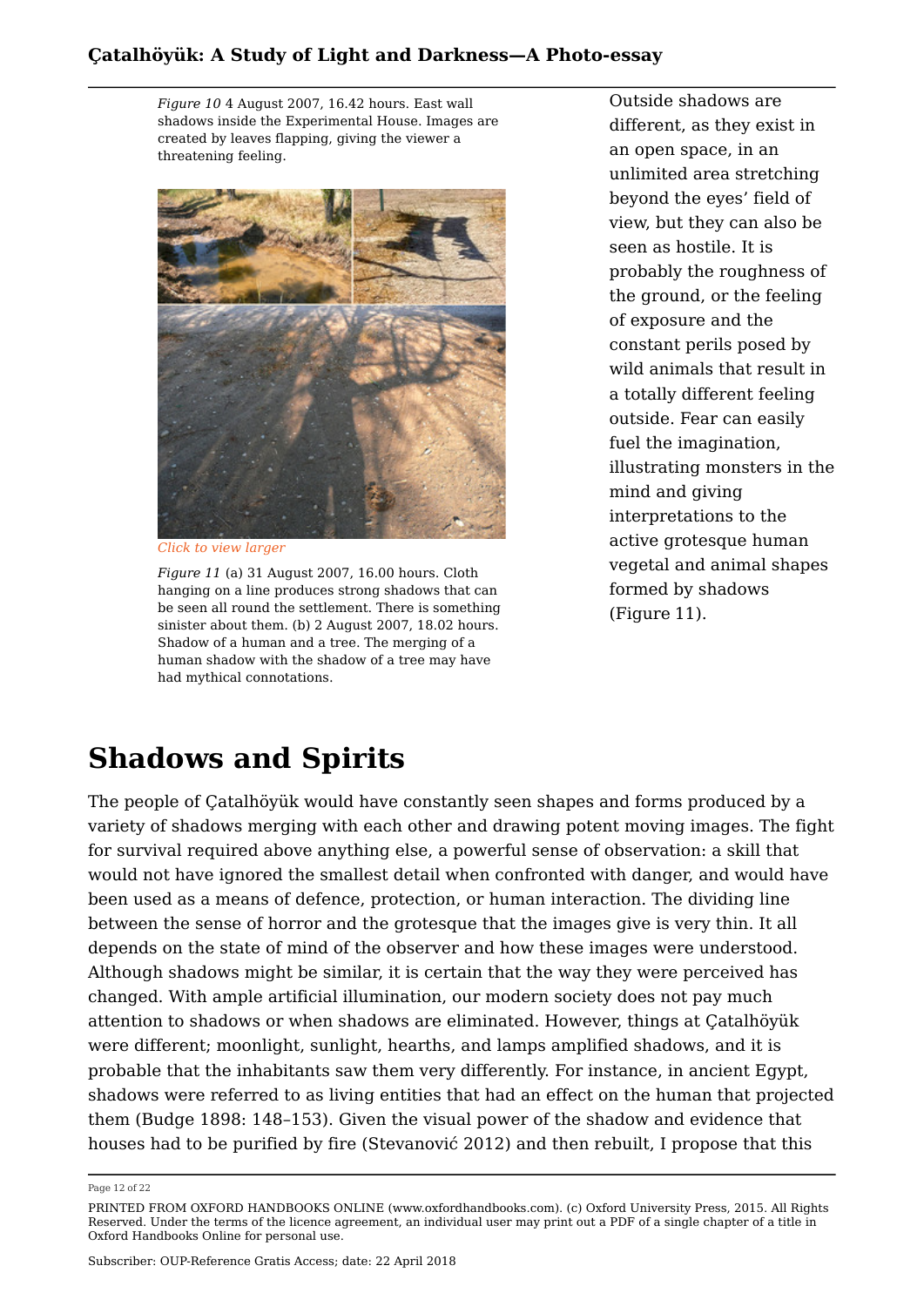*Figure 10* 4 August 2007, 16.42 hours. East wall shadows inside the Experimental House. Images are created by leaves flapping, giving the viewer a threatening feeling.

Click to view larger

*Figure 11* (a) 31 August 2007, 16.00 hours. Cloth hanging on a line produces strong shadows that can be seen all round the settlement. There is something sinister about them. (b) 2 August 2007, 18.02 hours. Shadow of a human and a tree. The merging of a human shadow with the shadow of a tree may have had mythical connotations.

Outside shadows are different, as they exist in an open space, in an unlimited area stretching beyond the eyes' field of view, but they can also be seen as hostile. It is probably the roughness of the ground, or the feeling of exposure and the constant perils posed by wild animals that result in a totally different feeling outside. Fear can easily fuel the imagination, illustrating monsters in the mind and giving interpretations to the active grotesque human vegetal and animal shapes formed by shadows (Figure 11).

# Shadows and Spirits

The people of Çatalhöyük would have constantly seen shapes and forms produced by a variety of shadows merging with each other and drawing potent moving images. The fight for survival required above anything else, a powerful sense of observation: a skill that would not have ignored the smallest detail when confronted with danger, and would have been used as a means of defence, protection, or human interaction. The dividing line between the sense of horror and the grotesque that the images give is very thin. It all depends on the state of mind of the observer and how these images were understood. Although shadows might be similar, it is certain that the way they were perceived has changed. With ample artificial illumination, our modern society does not pay much attention to shadows or when shadows are eliminated. However, things at Çatalhöyük were different; moonlight, sunlight, hearths, and lamps amplified shadows, and it is probable that the inhabitants saw them very differently. For instance, in ancient Egypt, shadows were referred to as living entities that had an effect on the human that projected them (Budge 1898: 148–153). Given the visual power of the shadow and evidence that houses had to be purified by fire (Stevanović 2012) and then rebuilt, I propose that this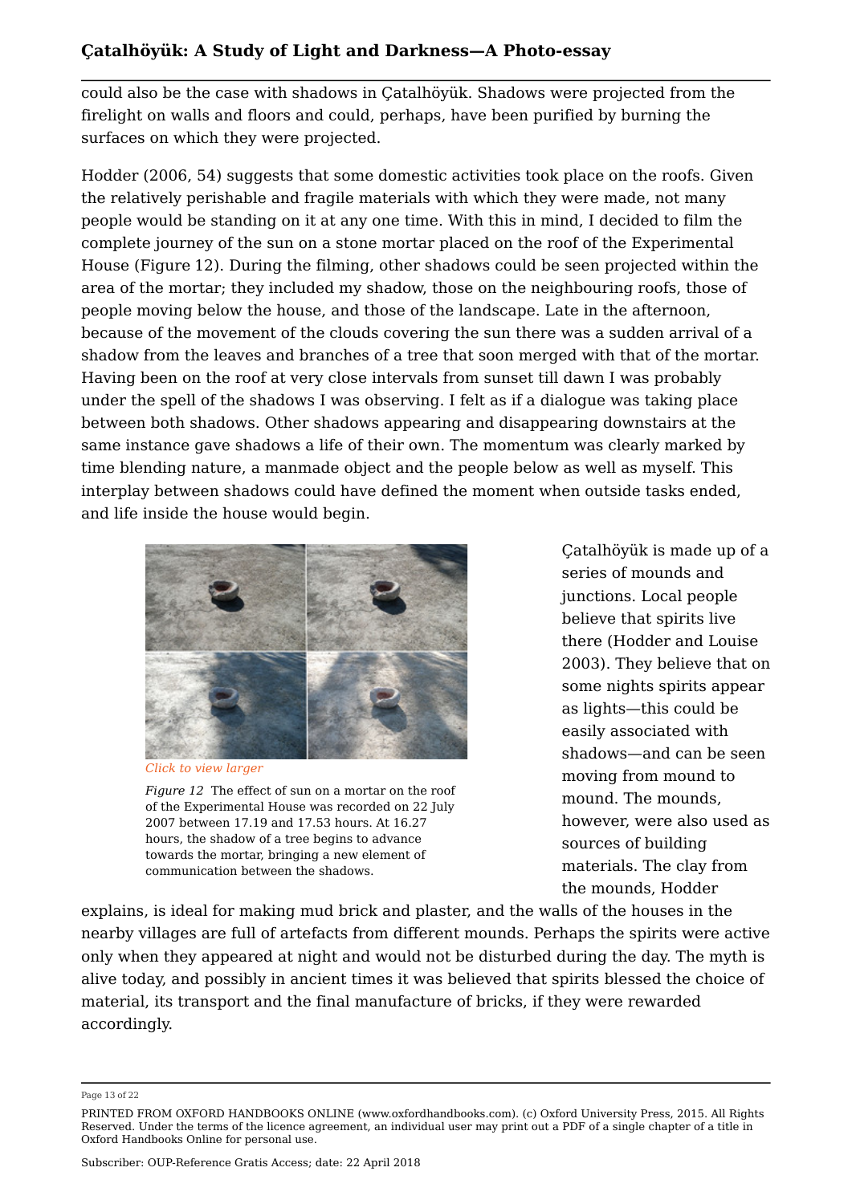could also be the case with shadows in Çatalhöyük. Shadows were projected from the firelight on walls and floors and could, perhaps, have been purified by burning the surfaces on which they were projected.

Hodder (2006, 54) suggests that some domestic activities took place on the roofs. Given the relatively perishable and fragile materials with which they were made, not many people would be standing on it at any one time. With this in mind, I decided to film the complete journey of the sun on a stone mortar placed on the roof of the Experimental House (Figure 12). During the filming, other shadows could be seen projected within the area of the mortar; they included my shadow, those on the neighbouring roofs, those of people moving below the house, and those of the landscape. Late in the afternoon, because of the movement of the clouds covering the sun there was a sudden arrival of a shadow from the leaves and branches of a tree that soon merged with that of the mortar. Having been on the roof at very close intervals from sunset till dawn I was probably under the spell of the shadows I was observing. I felt as if a dialogue was taking place between both shadows. Other shadows appearing and disappearing downstairs at the same instance gave shadows a life of their own. The momentum was clearly marked by time blending nature, a manmade object and the people below as well as myself. This interplay between shadows could have defined the moment when outside tasks ended, and life inside the house would begin.

*Click to view larger*

*Figure 12* The effect of sun on a mortar on the roof of the Experimental House was recorded on 22 July 2007 between 17.19 and 17.53 hours. At 16.27 hours, the shadow of a tree begins to advance towards the mortar, bringing a new element of communication between the shadows.

Çatalhöyük is made up of a series of mounds and junctions. Local people believe that spirits live there (Hodder and Louise 2003). They believe that on some nights spirits appear as lights—this could be easily associated with shadows—and can be seen moving from mound to mound. The mounds, however, were also used as sources of building materials. The clay from the mounds, Hodder explains, is ideal for making mud brick and plaster, and the walls of the houses in the nearby villages are full of artefacts from different mounds. Perhaps the spirits were active only when they appeared at night and would not be disturbed during the day. The myth is alive today, and possibly in ancient times it was believed that spirits blessed the choice of material, its transport and the final manufacture of bricks, if they were rewarded accordingly.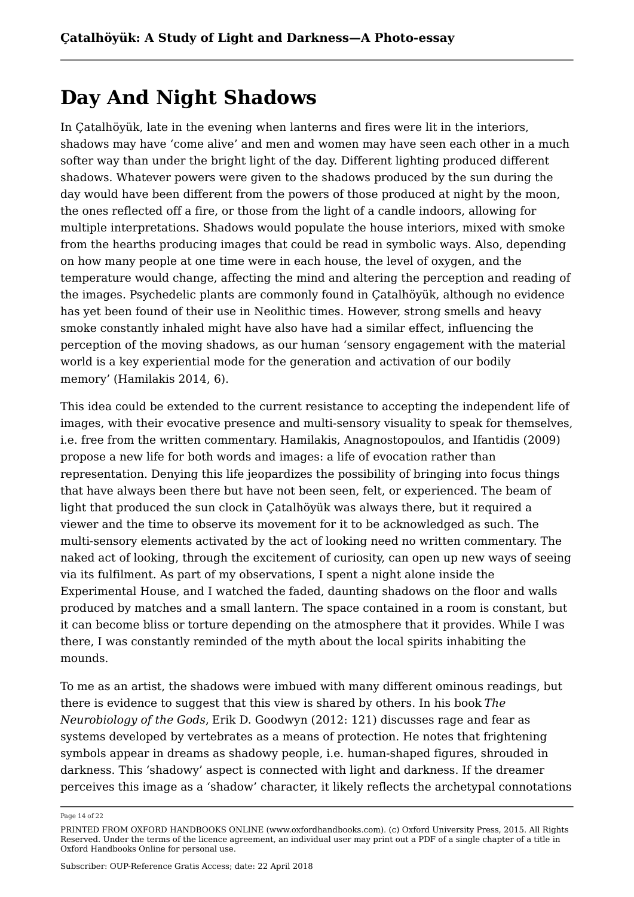# Day And Night Shadows

In Çatalhöyük, late in the evening when lanterns and fires were lit in the interiors, shadows may have 'come alive' and men and women may have seen each other in a much softer way than under the bright light of the day. Different lighting produced different shadows. Whatever powers were given to the shadows produced by the sun during the day would have been different from the powers of those produced at night by the moon, the ones reflected off a fire, or those from the light of a candle indoors, allowing for multiple interpretations. Shadows would populate the house interiors, mixed with smoke from the hearths producing images that could be read in symbolic ways. Also, depending on how many people at one time were in each house, the level of oxygen, and the temperature would change, affecting the mind and altering the perception and reading of the images. Psychedelic plants are commonly found in Çatalhöyük, although no evidence has yet been found of their use in Neolithic times. However, strong smells and heavy smoke constantly inhaled might have also have had a similar effect, influencing the perception of the moving shadows, as our human 'sensory engagement with the material world is a key experiential mode for the generation and activation of our bodily memory' (Hamilakis 2014, 6).

This idea could be extended to the current resistance to accepting the independent life of images, with their evocative presence and multi-sensory visuality to speak for themselves, i.e. free from the written commentary. Hamilakis, Anagnostopoulos, and Ifantidis (2009) propose a new life for both words and images: a life of evocation rather than representation. Denying this life jeopardizes the possibility of bringing into focus things that have always been there but have not been seen, felt, or experienced. The beam of light that produced the sun clock in Çatalhöyük was always there, but it required a viewer and the time to observe its movement for it to be acknowledged as such. The multi-sensory elements activated by the act of looking need no written commentary. The naked act of looking, through the excitement of curiosity, can open up new ways of seeing via its fulfilment. As part of my observations, I spent a night alone inside the Experimental House, and I watched the faded, daunting shadows on the floor and walls produced by matches and a small lantern. The space contained in a room is constant, but it can become bliss or torture depending on the atmosphere that it provides. While I was there, I was constantly reminded of the myth about the local spirits inhabiting the mounds.

To me as an artist, the shadows were imbued with many different ominous readings, but there is evidence to suggest that this view is shared by others. In his book *The Neurobiology of the Gods*, Erik D. Goodwyn (2012: 121) discusses rage and fear as systems developed by vertebrates as a means of protection. He notes that frightening symbols appear in dreams as shadowy people, i.e. human-shaped figures, shrouded in darkness. This 'shadowy' aspect is connected with light and darkness. If the dreamer perceives this image as a 'shadow' character, it likely reflects the archetypal connotations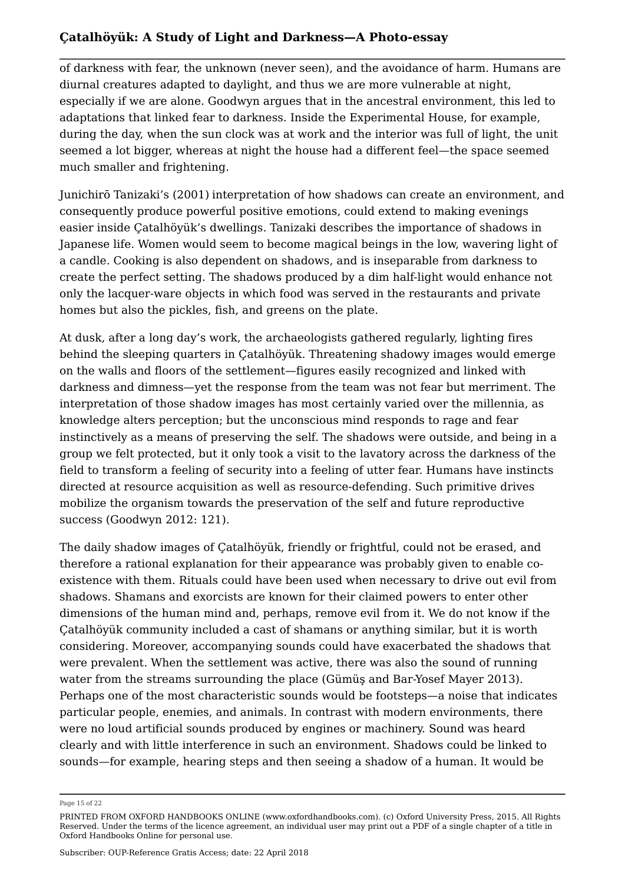of darkness with fear, the unknown (never seen), and the avoidance of harm. Humans are diurnal creatures adapted to daylight, and thus we are more vulnerable at night, especially if we are alone. Goodwyn argues that in the ancestral environment, this led to adaptations that linked fear to darkness. Inside the Experimental House, for example, during the day, when the sun clock was at work and the interior was full of light, the unit seemed a lot bigger, whereas at night the house had a different feel—the space seemed much smaller and frightening.

Junichirō Tanizaki's (2001) interpretation of how shadows can create an environment, and consequently produce powerful positive emotions, could extend to making evenings easier inside Çatalhöyük's dwellings. Tanizaki describes the importance of shadows in Japanese life. Women would seem to become magical beings in the low, wavering light of a candle. Cooking is also dependent on shadows, and is inseparable from darkness to create the perfect setting. The shadows produced by a dim half-light would enhance not only the lacquer-ware objects in which food was served in the restaurants and private homes but also the pickles, fish, and greens on the plate.

At dusk, after a long day's work, the archaeologists gathered regularly, lighting fires behind the sleeping quarters in Çatalhöyük. Threatening shadowy images would emerge on the walls and floors of the settlement—figures easily recognized and linked with darkness and dimness—yet the response from the team was not fear but merriment. The interpretation of those shadow images has most certainly varied over the millennia, as knowledge alters perception; but the unconscious mind responds to rage and fear instinctively as a means of preserving the self. The shadows were outside, and being in a group we felt protected, but it only took a visit to the lavatory across the darkness of the field to transform a feeling of security into a feeling of utter fear. Humans have instincts directed at resource acquisition as well as resource-defending. Such primitive drives mobilize the organism towards the preservation of the self and future reproductive success (Goodwyn 2012: 121).

The daily shadow images of Çatalhöyük, friendly or frightful, could not be erased, and therefore a rational explanation for their appearance was probably given to enable co-existence with them. Rituals could have been used when necessary to drive out evil from shadows. Shamans and exorcists are known for their claimed powers to enter other dimensions of the human mind and, perhaps, remove evil from it. We do not know if the Çatalhöyük community included a cast of shamans or anything similar, but it is worth considering. Moreover, accompanying sounds could have exacerbated the shadows that were prevalent. When the settlement was active, there was also the sound of running water from the streams surrounding the place (Gümüş and Bar-Yosef Mayer 2013). Perhaps one of the most characteristic sounds would be footsteps—a noise that indicates particular people, enemies, and animals. In contrast with modern environments, there were no loud artificial sounds produced by engines or machinery. Sound was heard clearly and with little interference in such an environment. Shadows could be linked to sounds—for example, hearing steps and then seeing a shadow of a human. It would be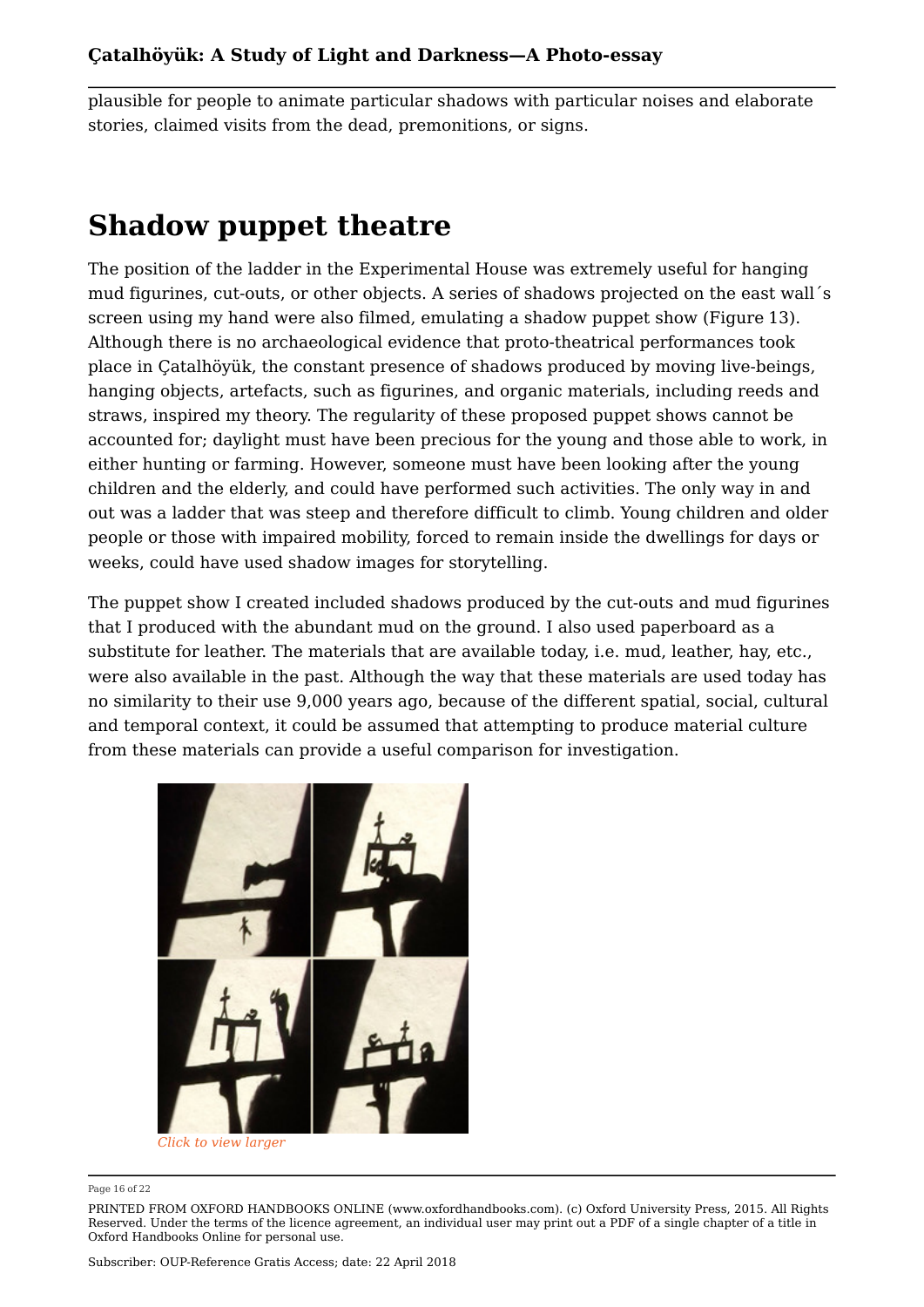plausible for people to animate particular shadows with particular noises and elaborate stories, claimed visits from the dead, premonitions, or signs.

## Shadow puppet theatre

The position of the ladder in the Experimental House was extremely useful for hanging mud figurines, cut-outs, or other objects. A series of shadows projected on the east wall´s screen using my hand were also filmed, emulating a shadow puppet show (Figure 13). Although there is no archaeological evidence that proto-theatrical performances took place in Çatalhöyük, the constant presence of shadows produced by moving live-beings, hanging objects, artefacts, such as figurines, and organic materials, including reeds and straws, inspired my theory. The regularity of these proposed puppet shows cannot be accounted for; daylight must have been precious for the young and those able to work, in either hunting or farming. However, someone must have been looking after the young children and the elderly, and could have performed such activities. The only way in and out was a ladder that was steep and therefore difficult to climb. Young children and older people or those with impaired mobility, forced to remain inside the dwellings for days or weeks, could have used shadow images for storytelling.

The puppet show I created included shadows produced by the cut-outs and mud figurines that I produced with the abundant mud on the ground. I also used paperboard as a substitute for leather. The materials that are available today, i.e. mud, leather, hay, etc., were also available in the past. Although the way that these materials are used today has no similarity to their use 9,000 years ago, because of the different spatial, social, cultural and temporal context, it could be assumed that attempting to produce material culture from these materials can provide a useful comparison for investigation.

*Click to view larger*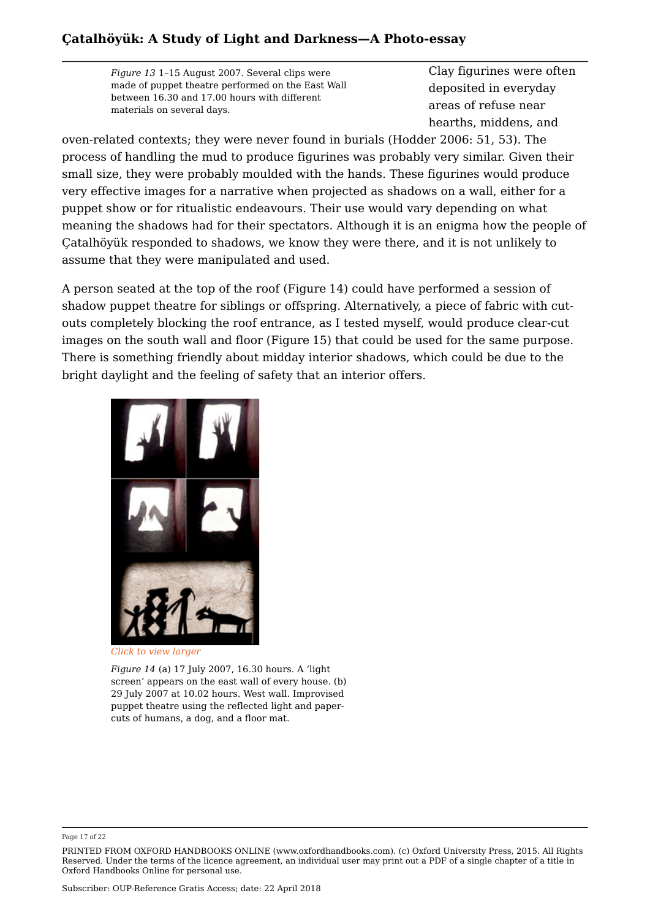*Figure 13* 1–15 August 2007. Several clips were made of puppet theatre performed on the East Wall between 16.30 and 17.00 hours with different materials on several days.

Clay figurines were often deposited in everyday areas of refuse near hearths, middens, and oven-related contexts; they were never found in burials (Hodder 2006: 51, 53). The process of handling the mud to produce figurines was probably very similar. Given their small size, they were probably moulded with the hands. These figurines would produce very effective images for a narrative when projected as shadows on a wall, either for a puppet show or for ritualistic endeavours. Their use would vary depending on what meaning the shadows had for their spectators. Although it is an enigma how the people of Çatalhöyük responded to shadows, we know they were there, and it is not unlikely to assume that they were manipulated and used.

A person seated at the top of the roof (Figure 14) could have performed a session of shadow puppet theatre for siblings or offspring. Alternatively, a piece of fabric with cut-outs completely blocking the roof entrance, as I tested myself, would produce clear-cut images on the south wall and floor (Figure 15) that could be used for the same purpose. There is something friendly about midday interior shadows, which could be due to the bright daylight and the feeling of safety that an interior offers.

*Click to view larger*

*Figure 14* (a) 17 July 2007, 16.30 hours. A 'light screen' appears on the east wall of every house. (b) 29 July 2007 at 10.02 hours. West wall. Improvised puppet theatre using the reflected light and paper-cuts of humans, a dog, and a floor mat.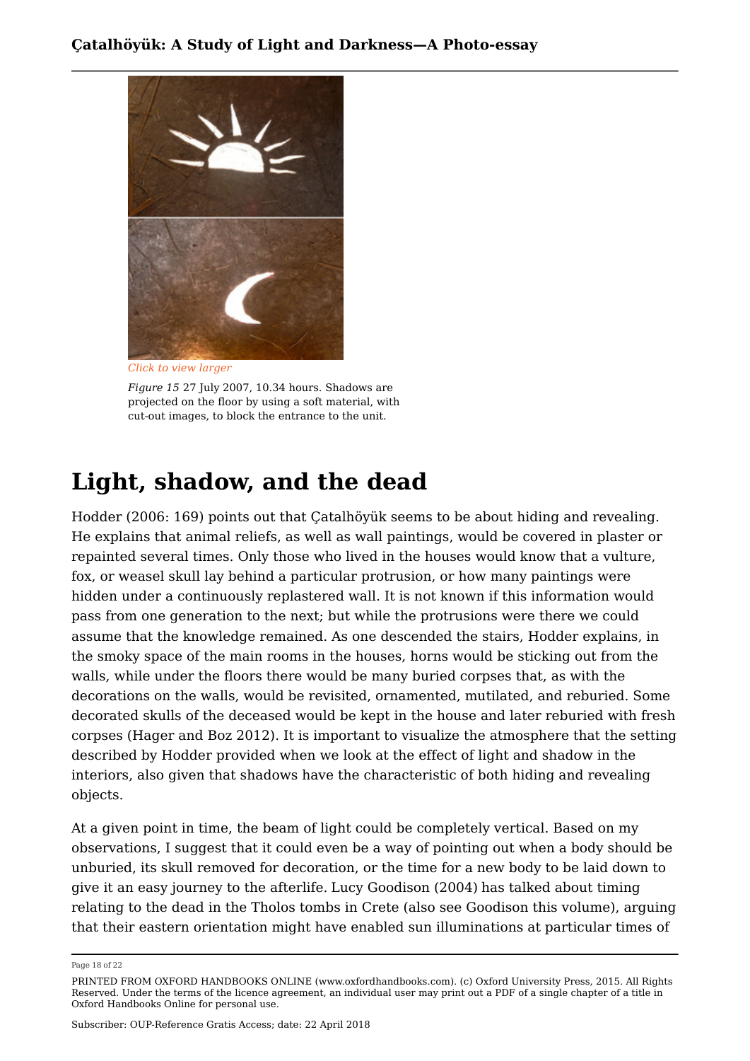Click to view larger

*Figure 15* 27 July 2007, 10.34 hours. Shadows are projected on the floor by using a soft material, with cut-out images, to block the entrance to the unit.

# Light, shadow, and the dead

Hodder (2006: 169) points out that Çatalhöyük seems to be about hiding and revealing. He explains that animal reliefs, as well as wall paintings, would be covered in plaster or repainted several times. Only those who lived in the houses would know that a vulture, fox, or weasel skull lay behind a particular protrusion, or how many paintings were hidden under a continuously replastered wall. It is not known if this information would pass from one generation to the next; but while the protrusions were there we could assume that the knowledge remained. As one descended the stairs, Hodder explains, in the smoky space of the main rooms in the houses, horns would be sticking out from the walls, while under the floors there would be many buried corpses that, as with the decorations on the walls, would be revisited, ornamented, mutilated, and reburied. Some decorated skulls of the deceased would be kept in the house and later reburied with fresh corpses (Hager and Boz 2012). It is important to visualize the atmosphere that the setting described by Hodder provided when we look at the effect of light and shadow in the interiors, also given that shadows have the characteristic of both hiding and revealing objects.

At a given point in time, the beam of light could be completely vertical. Based on my observations, I suggest that it could even be a way of pointing out when a body should be unburied, its skull removed for decoration, or the time for a new body to be laid down to give it an easy journey to the afterlife. Lucy Goodison (2004) has talked about timing relating to the dead in the Tholos tombs in Crete (also see Goodison this volume), arguing that their eastern orientation might have enabled sun illuminations at particular times of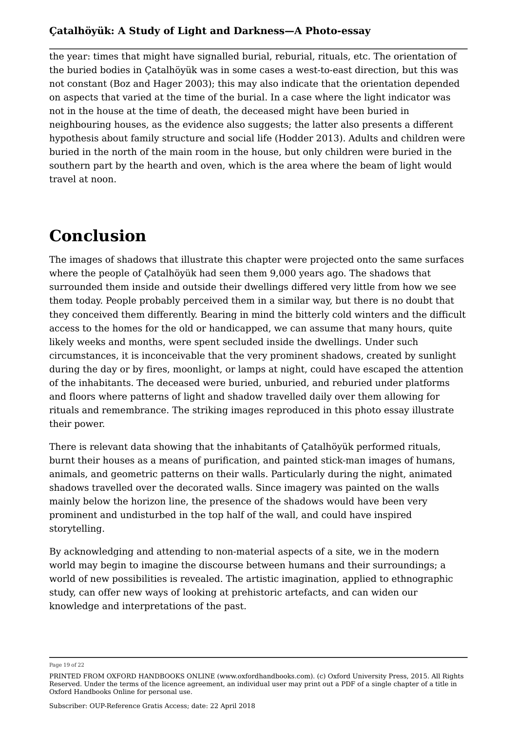the year: times that might have signalled burial, reburial, rituals, etc. The orientation of the buried bodies in Çatalhöyük was in some cases a west-to-east direction, but this was not constant (Boz and Hager 2003); this may also indicate that the orientation depended on aspects that varied at the time of the burial. In a case where the light indicator was not in the house at the time of death, the deceased might have been buried in neighbouring houses, as the evidence also suggests; the latter also presents a different hypothesis about family structure and social life (Hodder 2013). Adults and children were buried in the north of the main room in the house, but only children were buried in the southern part by the hearth and oven, which is the area where the beam of light would travel at noon.

# Conclusion

The images of shadows that illustrate this chapter were projected onto the same surfaces where the people of Çatalhöyük had seen them 9,000 years ago. The shadows that surrounded them inside and outside their dwellings differed very little from how we see them today. People probably perceived them in a similar way, but there is no doubt that they conceived them differently. Bearing in mind the bitterly cold winters and the difficult access to the homes for the old or handicapped, we can assume that many hours, quite likely weeks and months, were spent secluded inside the dwellings. Under such circumstances, it is inconceivable that the very prominent shadows, created by sunlight during the day or by fires, moonlight, or lamps at night, could have escaped the attention of the inhabitants. The deceased were buried, unburied, and reburied under platforms and floors where patterns of light and shadow travelled daily over them allowing for rituals and remembrance. The striking images reproduced in this photo essay illustrate their power.

There is relevant data showing that the inhabitants of Çatalhöyük performed rituals, burnt their houses as a means of purification, and painted stick-man images of humans, animals, and geometric patterns on their walls. Particularly during the night, animated shadows travelled over the decorated walls. Since imagery was painted on the walls mainly below the horizon line, the presence of the shadows would have been very prominent and undisturbed in the top half of the wall, and could have inspired storytelling.

By acknowledging and attending to non-material aspects of a site, we in the modern world may begin to imagine the discourse between humans and their surroundings; a world of new possibilities is revealed. The artistic imagination, applied to ethnographic study, can offer new ways of looking at prehistoric artefacts, and can widen our knowledge and interpretations of the past.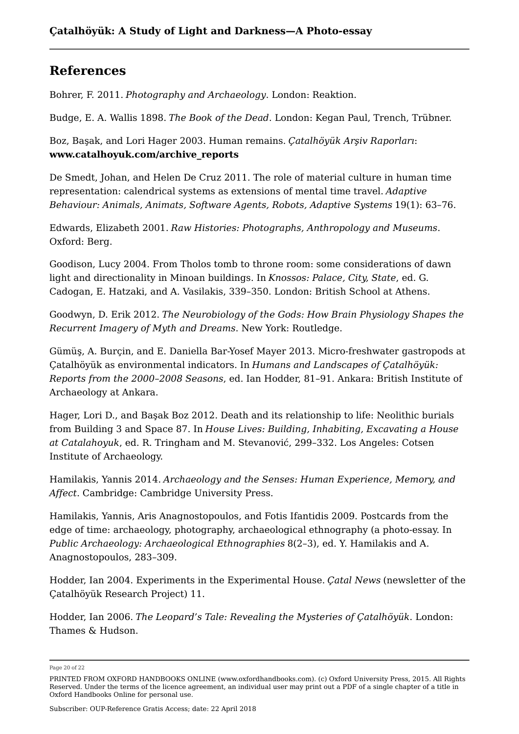## References

Bohrer, F. 2011. *Photography and Archaeology*. London: Reaktion.

Budge, E. A. Wallis 1898. *The Book of the Dead*. London: Kegan Paul, Trench, Trübner.

Boz, Başak, and Lori Hager 2003. Human remains. *Çatalhöyük Arşiv Raporları*: **www.catalhoyuk.com/archive_reports**

De Smedt, Johan, and Helen De Cruz 2011. The role of material culture in human time representation: calendrical systems as extensions of mental time travel. *Adaptive Behaviour: Animals, Animats, Software Agents, Robots, Adaptive Systems* 19(1): 63–76.

Edwards, Elizabeth 2001. *Raw Histories: Photographs, Anthropology and Museums*. Oxford: Berg.

Goodison, Lucy 2004. From Tholos tomb to throne room: some considerations of dawn light and directionality in Minoan buildings. In *Knossos: Palace, City, State*, ed. G. Cadogan, E. Hatzaki, and A. Vasilakis, 339–350. London: British School at Athens.

Goodwyn, D. Erik 2012. *The Neurobiology of the Gods: How Brain Physiology Shapes the Recurrent Imagery of Myth and Dreams*. New York: Routledge.

Gümüş, A. Burçin, and E. Daniella Bar-Yosef Mayer 2013. Micro-freshwater gastropods at Çatalhöyük as environmental indicators. In *Humans and Landscapes of Çatalhöyük: Reports from the 2000–2008 Seasons*, ed. Ian Hodder, 81–91. Ankara: British Institute of Archaeology at Ankara.

Hager, Lori D., and Başak Boz 2012. Death and its relationship to life: Neolithic burials from Building 3 and Space 87. In *House Lives: Building, Inhabiting, Excavating a House at Catalahoyuk*, ed. R. Tringham and M. Stevanović, 299–332. Los Angeles: Cotsen Institute of Archaeology.

Hamilakis, Yannis 2014. *Archaeology and the Senses: Human Experience, Memory, and Affect*. Cambridge: Cambridge University Press.

Hamilakis, Yannis, Aris Anagnostopoulos, and Fotis Ifantidis 2009. Postcards from the edge of time: archaeology, photography, archaeological ethnography (a photo-essay. In *Public Archaeology: Archaeological Ethnographies* 8(2–3), ed. Y. Hamilakis and A. Anagnostopoulos, 283–309.

Hodder, Ian 2004. Experiments in the Experimental House. *Çatal News* (newsletter of the Çatalhöyük Research Project) 11.

Hodder, Ian 2006. *The Leopard's Tale: Revealing the Mysteries of Çatalhöyük*. London: Thames & Hudson.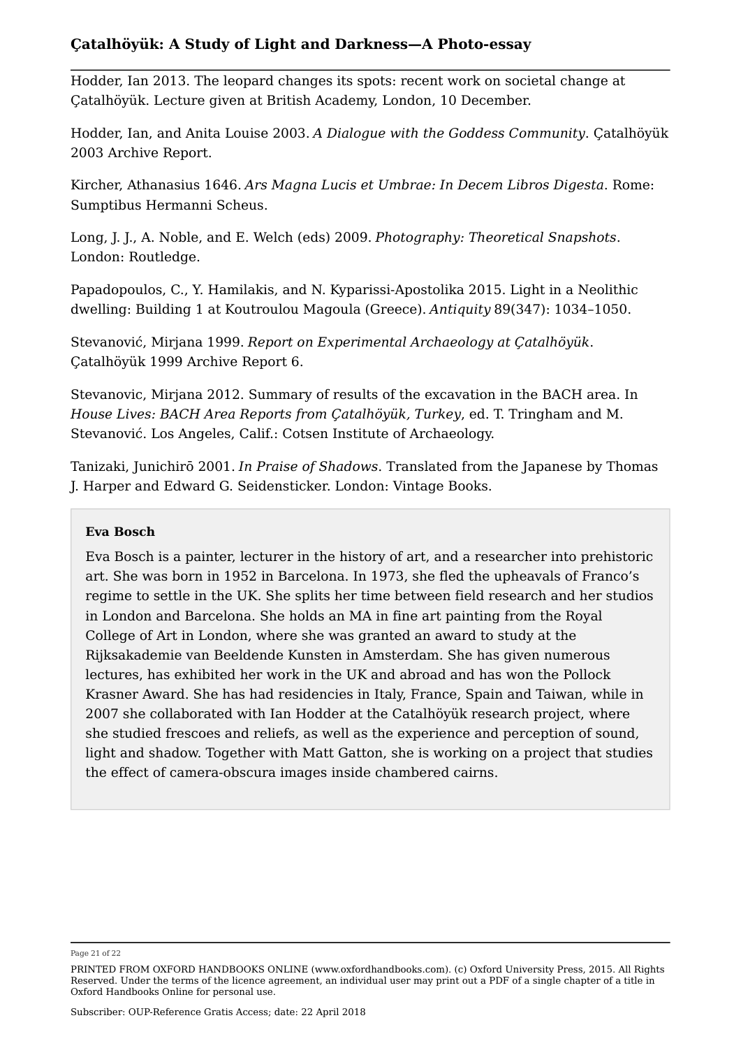Hodder, Ian 2013. The leopard changes its spots: recent work on societal change at Çatalhöyük. Lecture given at British Academy, London, 10 December.

Hodder, Ian, and Anita Louise 2003. *A Dialogue with the Goddess Community*. Çatalhöyük 2003 Archive Report.

Kircher, Athanasius 1646. *Ars Magna Lucis et Umbrae: In Decem Libros Digesta*. Rome: Sumptibus Hermanni Scheus.

Long, J. J., A. Noble, and E. Welch (eds) 2009. *Photography: Theoretical Snapshots*. London: Routledge.

Papadopoulos, C., Y. Hamilakis, and N. Kyparissi-Apostolika 2015. Light in a Neolithic dwelling: Building 1 at Koutroulou Magoula (Greece). *Antiquity* 89(347): 1034–1050.

Stevanović, Mirjana 1999. *Report on Experimental Archaeology at Çatalhöyük*. Çatalhöyük 1999 Archive Report 6.

Stevanovic, Mirjana 2012. Summary of results of the excavation in the BACH area. In *House Lives: BACH Area Reports from Çatalhöyük, Turkey*, ed. T. Tringham and M. Stevanović. Los Angeles, Calif.: Cotsen Institute of Archaeology.

Tanizaki, Junichirō 2001. *In Praise of Shadows*. Translated from the Japanese by Thomas J. Harper and Edward G. Seidensticker. London: Vintage Books.

**Eva Bosch**

Eva Bosch is a painter, lecturer in the history of art, and a researcher into prehistoric art. She was born in 1952 in Barcelona. In 1973, she fled the upheavals of Franco's regime to settle in the UK. She splits her time between field research and her studios in London and Barcelona. She holds an MA in fine art painting from the Royal College of Art in London, where she was granted an award to study at the Rijksakademie van Beeldende Kunsten in Amsterdam. She has given numerous lectures, has exhibited her work in the UK and abroad and has won the Pollock Krasner Award. She has had residencies in Italy, France, Spain and Taiwan, while in 2007 she collaborated with Ian Hodder at the Catalhöyük research project, where she studied frescoes and reliefs, as well as the experience and perception of sound, light and shadow. Together with Matt Gatton, she is working on a project that studies the effect of camera-obscura images inside chambered cairns.